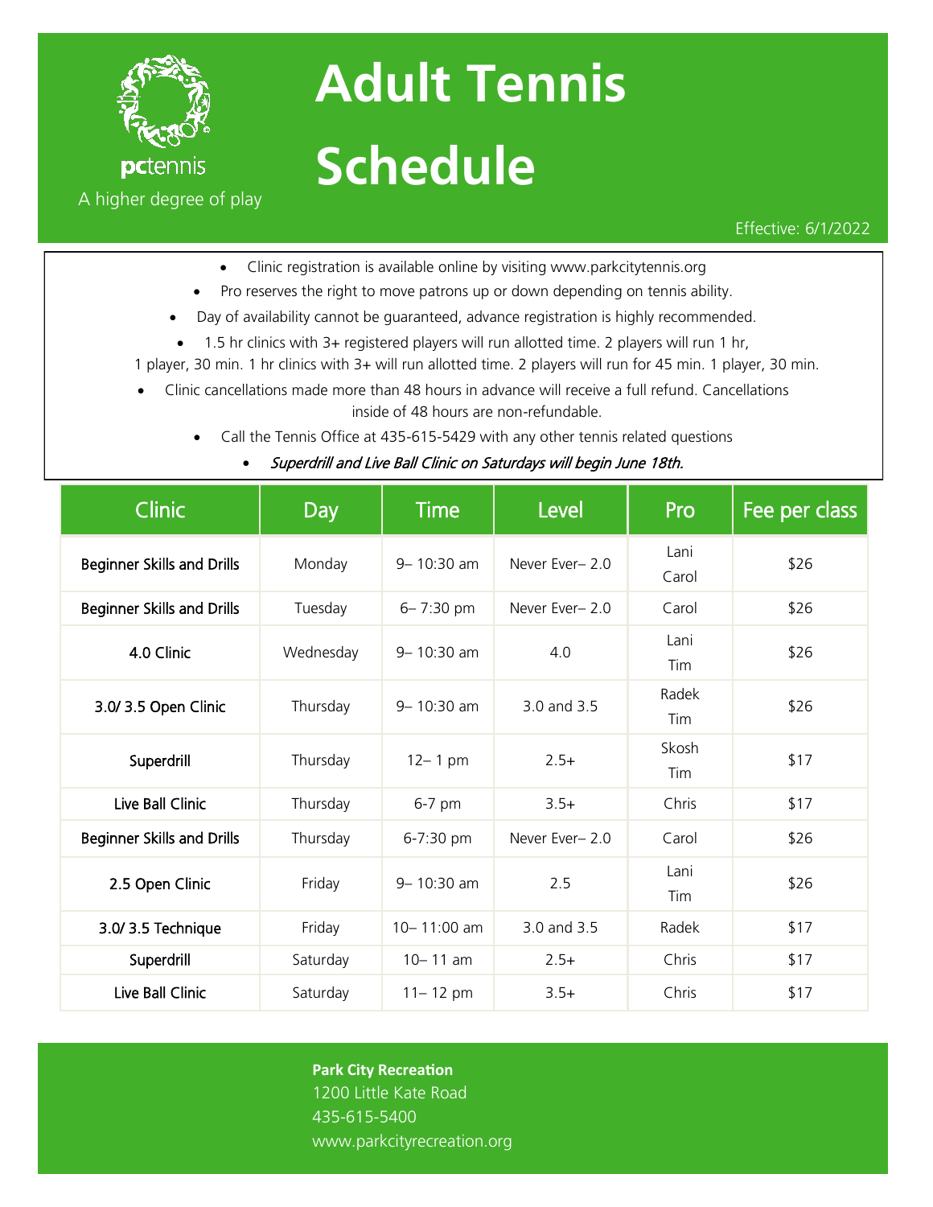pctennis

A higher degree of play

# Adult Tennis Schedule

Effective: 6/1/2022

- Clinic registration is available online by visiting www.parkcitytennis.org
- Pro reserves the right to move patrons up or down depending on tennis ability.
- Day of availability cannot be guaranteed, advance registration is highly recommended.
- 1.5 hr clinics with 3+ registered players will run allotted time. 2 players will run 1 hr, 1 player, 30 min. 1 hr clinics with 3+ will run allotted time. 2 players will run for 45 min. 1 player, 30 min.
- Clinic cancellations made more than 48 hours in advance will receive a full refund. Cancellations inside of 48 hours are non-refundable.
- Call the Tennis Office at 435-615-5429 with any other tennis related questions
- *Superdrill and Live Ball Clinic on Saturdays will begin June 18th.*

| Clinic | Day | Time | Level | Pro | Fee per class |
|---|---|---|---|---|---|
| **Beginner Skills and Drills** | Monday | 9– 10:30 am | Never Ever– 2.0 | Lani Carol | $26 |
| **Beginner Skills and Drills** | Tuesday | 6– 7:30 pm | Never Ever– 2.0 | Carol | $26 |
| **4.0 Clinic** | Wednesday | 9– 10:30 am | 4.0 | Lani Tim | $26 |
| **3.0/ 3.5 Open Clinic** | Thursday | 9– 10:30 am | 3.0 and 3.5 | Radek Tim | $26 |
| **Superdrill** | Thursday | 12– 1 pm | 2.5+ | Skosh Tim | $17 |
| **Live Ball Clinic** | Thursday | 6-7 pm | 3.5+ | Chris | $17 |
| **Beginner Skills and Drills** | Thursday | 6-7:30 pm | Never Ever– 2.0 | Carol | $26 |
| **2.5 Open Clinic** | Friday | 9– 10:30 am | 2.5 | Lani Tim | $26 |
| **3.0/ 3.5 Technique** | Friday | 10– 11:00 am | 3.0 and 3.5 | Radek | $17 |
| **Superdrill** | Saturday | 10– 11 am | 2.5+ | Chris | $17 |
| **Live Ball Clinic** | Saturday | 11– 12 pm | 3.5+ | Chris | $17 |

**Park City Recreation**
1200 Little Kate Road
435-615-5400
www.parkcityrecreation.org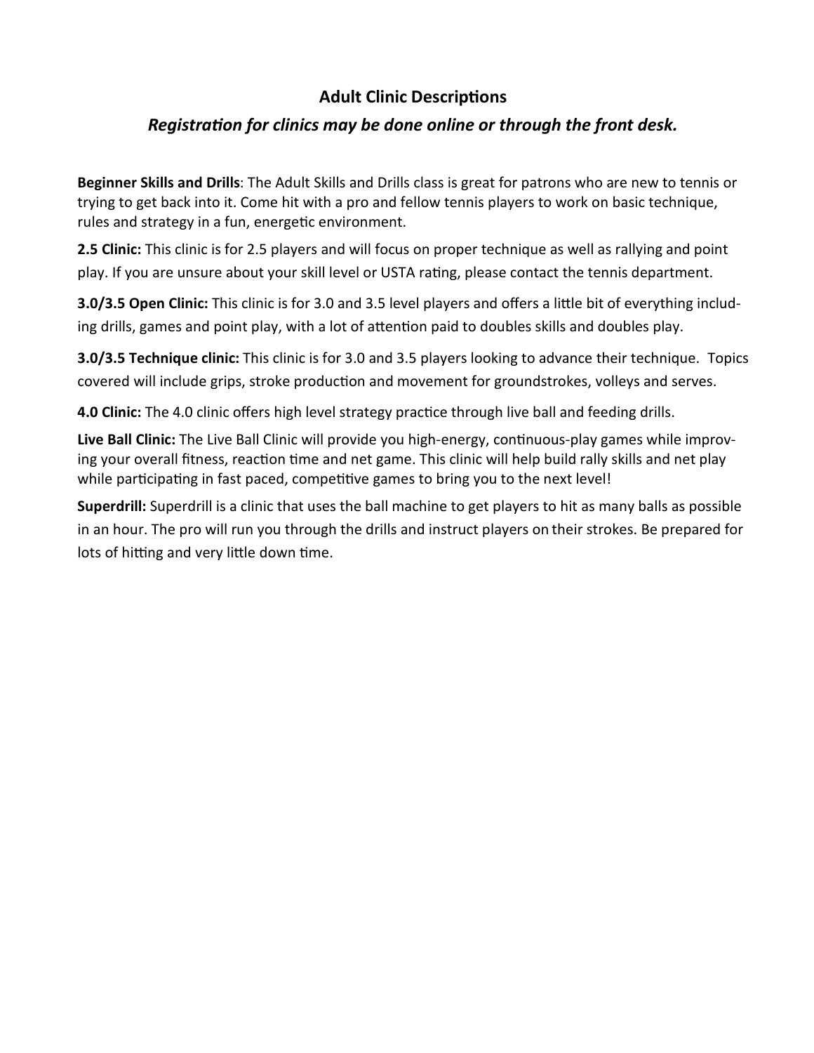## Adult Clinic Descriptions

### *Registration for clinics may be done online or through the front desk.*

**Beginner Skills and Drills**: The Adult Skills and Drills class is great for patrons who are new to tennis or trying to get back into it. Come hit with a pro and fellow tennis players to work on basic technique, rules and strategy in a fun, energetic environment.

**2.5 Clinic:** This clinic is for 2.5 players and will focus on proper technique as well as rallying and point play. If you are unsure about your skill level or USTA rating, please contact the tennis department.

**3.0/3.5 Open Clinic:** This clinic is for 3.0 and 3.5 level players and offers a little bit of everything including drills, games and point play, with a lot of attention paid to doubles skills and doubles play.

**3.0/3.5 Technique clinic:** This clinic is for 3.0 and 3.5 players looking to advance their technique. Topics covered will include grips, stroke production and movement for groundstrokes, volleys and serves.

**4.0 Clinic:** The 4.0 clinic offers high level strategy practice through live ball and feeding drills.

**Live Ball Clinic:** The Live Ball Clinic will provide you high-energy, continuous-play games while improving your overall fitness, reaction time and net game. This clinic will help build rally skills and net play while participating in fast paced, competitive games to bring you to the next level!

**Superdrill:** Superdrill is a clinic that uses the ball machine to get players to hit as many balls as possible in an hour. The pro will run you through the drills and instruct players on their strokes. Be prepared for lots of hitting and very little down time.